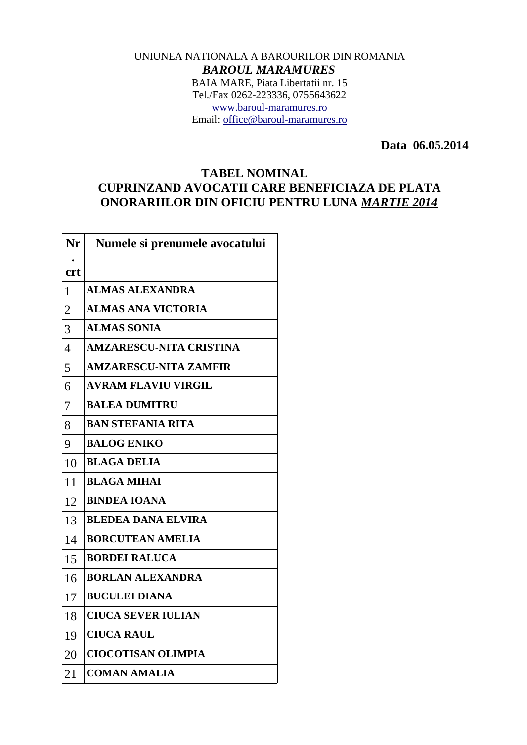UNIUNEA NATIONALA A BAROURILOR DIN ROMANIA

***BAROUL MARAMURES***

BAIA MARE, Piata Libertatii nr. 15

Tel./Fax 0262-223336, 0755643622

www.baroul-maramures.ro

Email: office@baroul-maramures.ro

**Data 06.05.2014**

## TABEL NOMINAL
## CUPRINZAND AVOCATII CARE BENEFICIAZA DE PLATA ONORARIILOR DIN OFICIU PENTRU LUNA *MARTIE 2014*

| Nr. crt | Numele si prenumele avocatului |
|---|---|
| 1 | ALMAS ALEXANDRA |
| 2 | ALMAS ANA VICTORIA |
| 3 | ALMAS SONIA |
| 4 | AMZARESCU-NITA CRISTINA |
| 5 | AMZARESCU-NITA ZAMFIR |
| 6 | AVRAM FLAVIU VIRGIL |
| 7 | BALEA DUMITRU |
| 8 | BAN STEFANIA RITA |
| 9 | BALOG ENIKO |
| 10 | BLAGA DELIA |
| 11 | BLAGA MIHAI |
| 12 | BINDEA IOANA |
| 13 | BLEDEA DANA ELVIRA |
| 14 | BORCUTEAN AMELIA |
| 15 | BORDEI RALUCA |
| 16 | BORLAN ALEXANDRA |
| 17 | BUCULEI DIANA |
| 18 | CIUCA SEVER IULIAN |
| 19 | CIUCA RAUL |
| 20 | CIOCOTISAN OLIMPIA |
| 21 | COMAN AMALIA |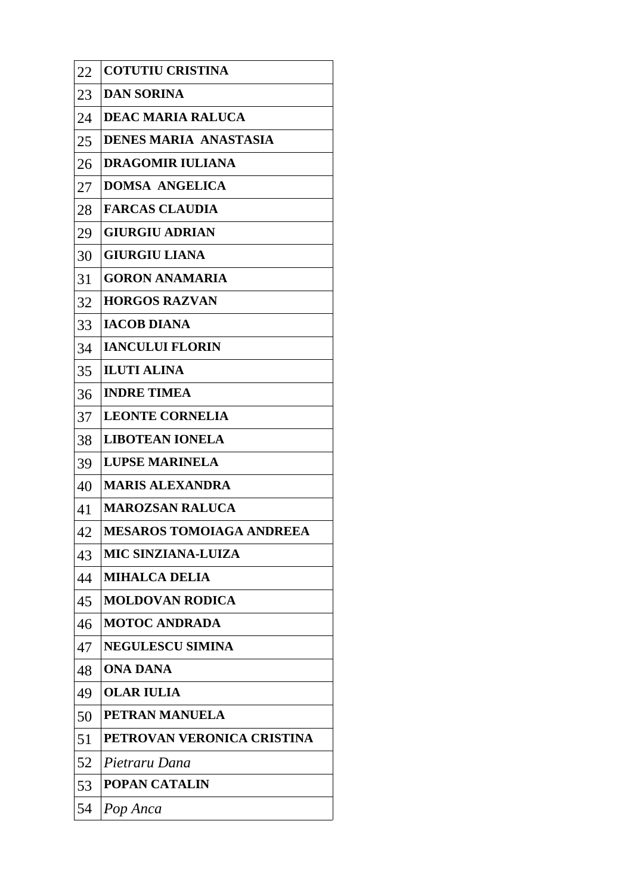| 22 | **COTUTIU CRISTINA** |
|---|---|
| 23 | **DAN SORINA** |
| 24 | **DEAC MARIA RALUCA** |
| 25 | **DENES MARIA ANASTASIA** |
| 26 | **DRAGOMIR IULIANA** |
| 27 | **DOMSA ANGELICA** |
| 28 | **FARCAS CLAUDIA** |
| 29 | **GIURGIU ADRIAN** |
| 30 | **GIURGIU LIANA** |
| 31 | **GORON ANAMARIA** |
| 32 | **HORGOS RAZVAN** |
| 33 | **IACOB DIANA** |
| 34 | **IANCULUI FLORIN** |
| 35 | **ILUTI ALINA** |
| 36 | **INDRE TIMEA** |
| 37 | **LEONTE CORNELIA** |
| 38 | **LIBOTEAN IONELA** |
| 39 | **LUPSE MARINELA** |
| 40 | **MARIS ALEXANDRA** |
| 41 | **MAROZSAN RALUCA** |
| 42 | **MESAROS TOMOIAGA ANDREEA** |
| 43 | **MIC SINZIANA-LUIZA** |
| 44 | **MIHALCA DELIA** |
| 45 | **MOLDOVAN RODICA** |
| 46 | **MOTOC ANDRADA** |
| 47 | **NEGULESCU SIMINA** |
| 48 | **ONA DANA** |
| 49 | **OLAR IULIA** |
| 50 | **PETRAN MANUELA** |
| 51 | **PETROVAN VERONICA CRISTINA** |
| 52 | *Pietraru Dana* |
| 53 | **POPAN CATALIN** |
| 54 | *Pop Anca* |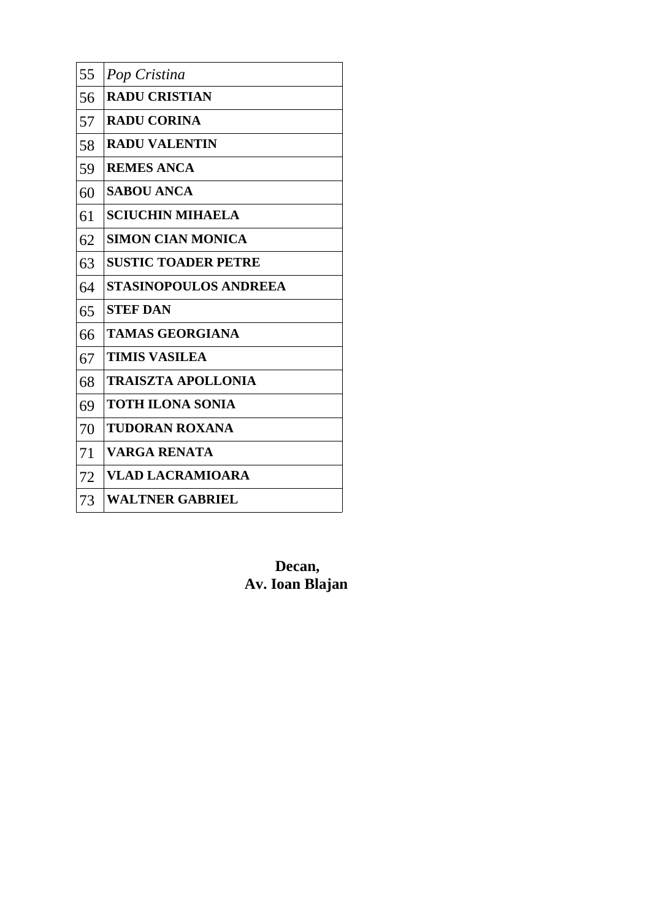| | |
|---|---|
| 55 | *Pop Cristina* |
| 56 | **RADU CRISTIAN** |
| 57 | **RADU CORINA** |
| 58 | **RADU VALENTIN** |
| 59 | **REMES ANCA** |
| 60 | **SABOU ANCA** |
| 61 | **SCIUCHIN MIHAELA** |
| 62 | **SIMON CIAN MONICA** |
| 63 | **SUSTIC TOADER PETRE** |
| 64 | **STASINOPOULOS ANDREEA** |
| 65 | **STEF DAN** |
| 66 | **TAMAS GEORGIANA** |
| 67 | **TIMIS VASILEA** |
| 68 | **TRAISZTA APOLLONIA** |
| 69 | **TOTH ILONA SONIA** |
| 70 | **TUDORAN ROXANA** |
| 71 | **VARGA RENATA** |
| 72 | **VLAD LACRAMIOARA** |
| 73 | **WALTNER GABRIEL** |

**Decan,**
**Av. Ioan Blajan**